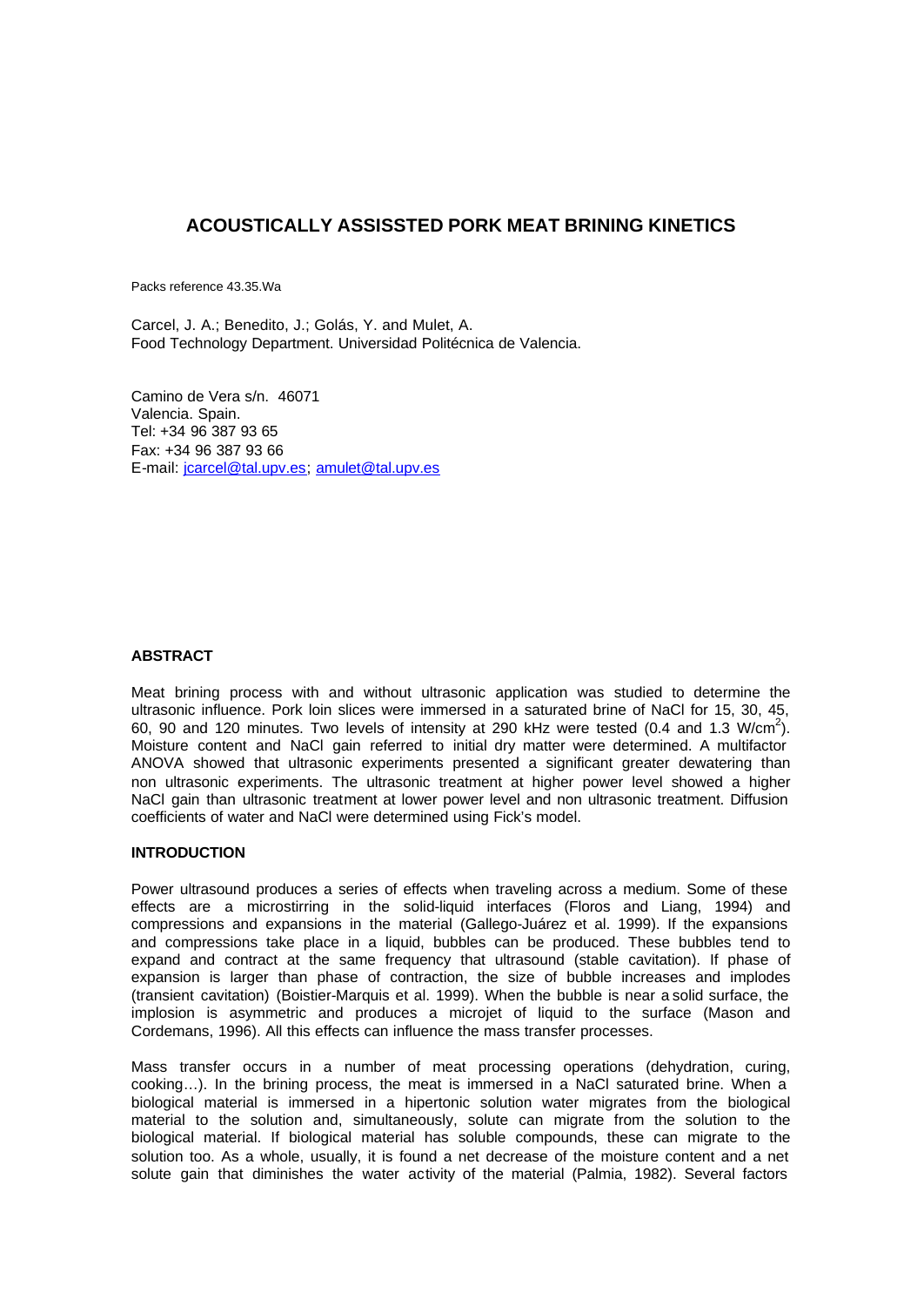# ACOUSTICALLY ASSISSTED PORK MEAT BRINING KINETICS

Packs reference 43.35.Wa

Carcel, J. A.; Benedito, J.; Golás, Y. and Mulet, A.
Food Technology Department. Universidad Politécnica de Valencia.

Camino de Vera s/n. 46071
Valencia. Spain.
Tel: +34 96 387 93 65
Fax: +34 96 387 93 66
E-mail: jcarcel@tal.upv.es; amulet@tal.upv.es

## ABSTRACT

Meat brining process with and without ultrasonic application was studied to determine the ultrasonic influence. Pork loin slices were immersed in a saturated brine of NaCl for 15, 30, 45, 60, 90 and 120 minutes. Two levels of intensity at 290 kHz were tested (0.4 and 1.3 W/cm$^2$). Moisture content and NaCl gain referred to initial dry matter were determined. A multifactor ANOVA showed that ultrasonic experiments presented a significant greater dewatering than non ultrasonic experiments. The ultrasonic treatment at higher power level showed a higher NaCl gain than ultrasonic treatment at lower power level and non ultrasonic treatment. Diffusion coefficients of water and NaCl were determined using Fick's model.

## INTRODUCTION

Power ultrasound produces a series of effects when traveling across a medium. Some of these effects are a microstirring in the solid-liquid interfaces (Floros and Liang, 1994) and compressions and expansions in the material (Gallego-Juárez et al. 1999). If the expansions and compressions take place in a liquid, bubbles can be produced. These bubbles tend to expand and contract at the same frequency that ultrasound (stable cavitation). If phase of expansion is larger than phase of contraction, the size of bubble increases and implodes (transient cavitation) (Boistier-Marquis et al. 1999). When the bubble is near a solid surface, the implosion is asymmetric and produces a microjet of liquid to the surface (Mason and Cordemans, 1996). All this effects can influence the mass transfer processes.

Mass transfer occurs in a number of meat processing operations (dehydration, curing, cooking…). In the brining process, the meat is immersed in a NaCl saturated brine. When a biological material is immersed in a hipertonic solution water migrates from the biological material to the solution and, simultaneously, solute can migrate from the solution to the biological material. If biological material has soluble compounds, these can migrate to the solution too. As a whole, usually, it is found a net decrease of the moisture content and a net solute gain that diminishes the water activity of the material (Palmia, 1982). Several factors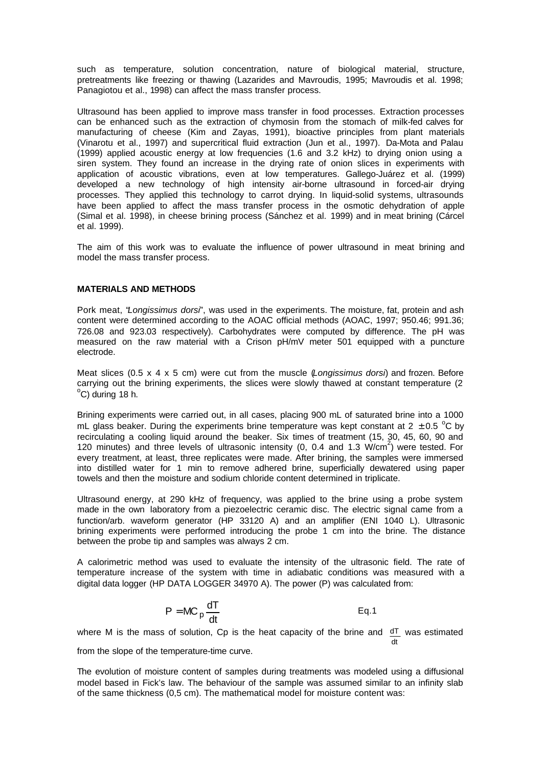such as temperature, solution concentration, nature of biological material, structure, pretreatments like freezing or thawing (Lazarides and Mavroudis, 1995; Mavroudis et al. 1998; Panagiotou et al., 1998) can affect the mass transfer process.

Ultrasound has been applied to improve mass transfer in food processes. Extraction processes can be enhanced such as the extraction of chymosin from the stomach of milk-fed calves for manufacturing of cheese (Kim and Zayas, 1991), bioactive principles from plant materials (Vinarotu et al., 1997) and supercritical fluid extraction (Jun et al., 1997). Da-Mota and Palau (1999) applied acoustic energy at low frequencies (1.6 and 3.2 kHz) to drying onion using a siren system. They found an increase in the drying rate of onion slices in experiments with application of acoustic vibrations, even at low temperatures. Gallego-Juárez et al. (1999) developed a new technology of high intensity air-borne ultrasound in forced-air drying processes. They applied this technology to carrot drying. In liquid-solid systems, ultrasounds have been applied to affect the mass transfer process in the osmotic dehydration of apple (Simal et al. 1998), in cheese brining process (Sánchez et al. 1999) and in meat brining (Cárcel et al. 1999).

The aim of this work was to evaluate the influence of power ultrasound in meat brining and model the mass transfer process.

## MATERIALS AND METHODS

Pork meat, "*Longissimus dorsi*", was used in the experiments. The moisture, fat, protein and ash content were determined according to the AOAC official methods (AOAC, 1997; 950.46; 991.36; 726.08 and 923.03 respectively). Carbohydrates were computed by difference. The pH was measured on the raw material with a Crison pH/mV meter 501 equipped with a puncture electrode.

Meat slices (0.5 x 4 x 5 cm) were cut from the muscle (*Longissimus dorsi*) and frozen. Before carrying out the brining experiments, the slices were slowly thawed at constant temperature (2 $^{o}$C) during 18 h.

Brining experiments were carried out, in all cases, placing 900 mL of saturated brine into a 1000 mL glass beaker. During the experiments brine temperature was kept constant at 2 $\pm$ 0.5 $^{o}$C by recirculating a cooling liquid around the beaker. Six times of treatment (15, 30, 45, 60, 90 and 120 minutes) and three levels of ultrasonic intensity (0, 0.4 and 1.3 W/cm$^2$) were tested. For every treatment, at least, three replicates were made. After brining, the samples were immersed into distilled water for 1 min to remove adhered brine, superficially dewatered using paper towels and then the moisture and sodium chloride content determined in triplicate.

Ultrasound energy, at 290 kHz of frequency, was applied to the brine using a probe system made in the own laboratory from a piezoelectric ceramic disc. The electric signal came from a function/arb. waveform generator (HP 33120 A) and an amplifier (ENI 1040 L). Ultrasonic brining experiments were performed introducing the probe 1 cm into the brine. The distance between the probe tip and samples was always 2 cm.

A calorimetric method was used to evaluate the intensity of the ultrasonic field. The rate of temperature increase of the system with time in adiabatic conditions was measured with a digital data logger (HP DATA LOGGER 34970 A). The power (P) was calculated from:

$$P = MC_p \frac{dT}{dt} \qquad \text{Eq.1}$$

where M is the mass of solution, Cp is the heat capacity of the brine and $\frac{dT}{dt}$ was estimated from the slope of the temperature-time curve.

The evolution of moisture content of samples during treatments was modeled using a diffusional model based in Fick's law. The behaviour of the sample was assumed similar to an infinity slab of the same thickness (0,5 cm). The mathematical model for moisture content was: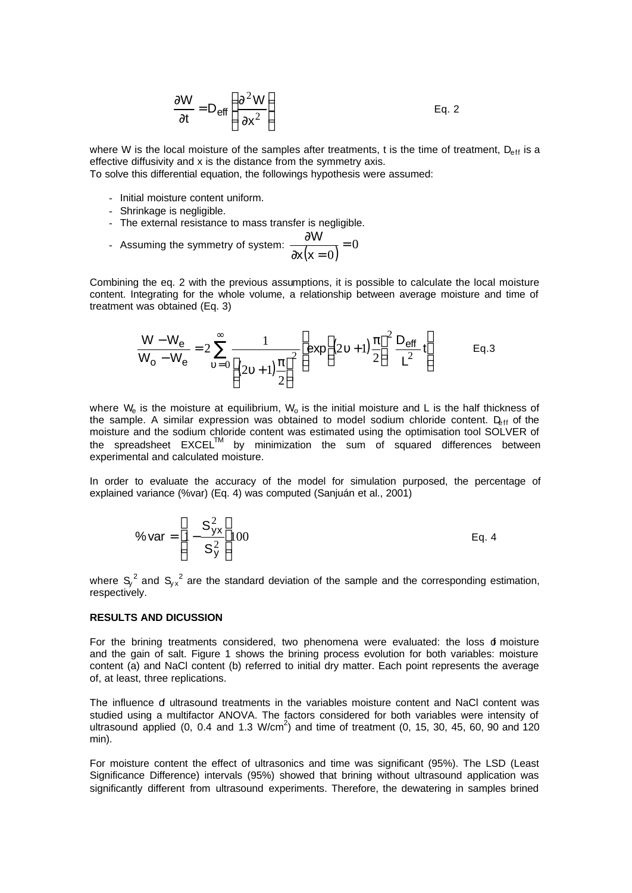$$\frac{\partial W}{\partial t} = D_{eff}\left(\frac{\partial^2 W}{\partial x^2}\right) \qquad \text{Eq. 2}$$

where W is the local moisture of the samples after treatments, t is the time of treatment, $D_{eff}$ is a effective diffusivity and x is the distance from the symmetry axis.
To solve this differential equation, the followings hypothesis were assumed:

- Initial moisture content uniform.
- Shrinkage is negligible.
- The external resistance to mass transfer is negligible.
- Assuming the symmetry of system: $\frac{\partial W}{\partial x(x=0)} = 0$

Combining the eq. 2 with the previous assumptions, it is possible to calculate the local moisture content. Integrating for the whole volume, a relationship between average moisture and time of treatment was obtained (Eq. 3)

$$\frac{W - W_e}{W_o - W_e} = 2\sum_{\upsilon=0}^{\infty} \frac{1}{\left((2\upsilon+1)\frac{\pi}{2}\right)^2}\left(\exp\left((2\upsilon+1)\frac{\pi}{2}\right)^2 \frac{D_{eff}}{L^2}t\right) \qquad \text{Eq.3}$$

where $W_e$ is the moisture at equilibrium, $W_o$ is the initial moisture and L is the half thickness of the sample. A similar expression was obtained to model sodium chloride content. $D_{eff}$ of the moisture and the sodium chloride content was estimated using the optimisation tool SOLVER of the spreadsheet EXCEL™ by minimization the sum of squared differences between experimental and calculated moisture.

In order to evaluate the accuracy of the model for simulation purposed, the percentage of explained variance (%var) (Eq. 4) was computed (Sanjuán et al., 2001)

$$\%\,var = \left(1 - \frac{S_{yx}^2}{S_y^2}\right)100 \qquad \text{Eq. 4}$$

where $S_y^2$ and $S_{yx}^2$ are the standard deviation of the sample and the corresponding estimation, respectively.

**RESULTS AND DICUSSION**

For the brining treatments considered, two phenomena were evaluated: the loss of moisture and the gain of salt. Figure 1 shows the brining process evolution for both variables: moisture content (a) and NaCl content (b) referred to initial dry matter. Each point represents the average of, at least, three replications.

The influence of ultrasound treatments in the variables moisture content and NaCl content was studied using a multifactor ANOVA. The factors considered for both variables were intensity of ultrasound applied (0, 0.4 and 1.3 W/cm$^2$) and time of treatment (0, 15, 30, 45, 60, 90 and 120 min).

For moisture content the effect of ultrasonics and time was significant (95%). The LSD (Least Significance Difference) intervals (95%) showed that brining without ultrasound application was significantly different from ultrasound experiments. Therefore, the dewatering in samples brined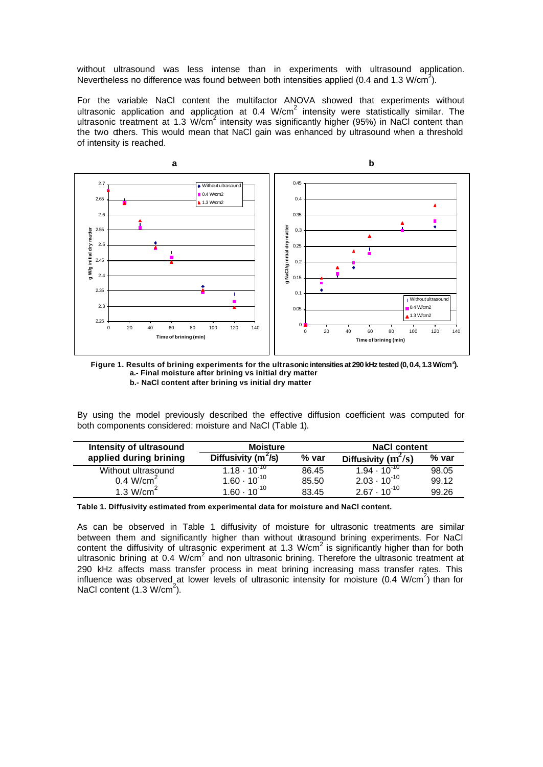without ultrasound was less intense than in experiments with ultrasound application. Nevertheless no difference was found between both intensities applied (0.4 and 1.3 W/cm$^2$).

For the variable NaCl content the multifactor ANOVA showed that experiments without ultrasonic application and application at 0.4 W/cm$^2$ intensity were statistically similar. The ultrasonic treatment at 1.3 W/cm$^2$ intensity was significantly higher (95%) in NaCl content than the two others. This would mean that NaCl gain was enhanced by ultrasound when a threshold of intensity is reached.

**Figure 1. Results of brining experiments for the ultrasonic intensities at 290 kHz tested (0, 0.4, 1.3 W/cm$^2$).**
**a.- Final moisture after brining vs initial dry matter**
**b.- NaCl content after brining vs initial dry matter**

By using the model previously described the effective diffusion coefficient was computed for both components considered: moisture and NaCl (Table 1).

| Intensity of ultrasound applied during brining | Moisture | | NaCl content | |
|---|---|---|---|---|
| | Diffusivity (m$^2$/s) | % var | Diffusivity (m$^2$/s) | % var |
| Without ultrasound | $1.18 \cdot 10^{-10}$ | 86.45 | $1.94 \cdot 10^{-10}$ | 98.05 |
| 0.4 W/cm$^2$ | $1.60 \cdot 10^{-10}$ | 85.50 | $2.03 \cdot 10^{-10}$ | 99.12 |
| 1.3 W/cm$^2$ | $1.60 \cdot 10^{-10}$ | 83.45 | $2.67 \cdot 10^{-10}$ | 99.26 |

**Table 1. Diffusivity estimated from experimental data for moisture and NaCl content.**

As can be observed in Table 1 diffusivity of moisture for ultrasonic treatments are similar between them and significantly higher than without ultrasound brining experiments. For NaCl content the diffusivity of ultrasonic experiment at 1.3 W/cm$^2$ is significantly higher than for both ultrasonic brining at 0.4 W/cm$^2$ and non ultrasonic brining. Therefore the ultrasonic treatment at 290 kHz affects mass transfer process in meat brining increasing mass transfer rates. This influence was observed at lower levels of ultrasonic intensity for moisture (0.4 W/cm$^2$) than for NaCl content (1.3 W/cm$^2$).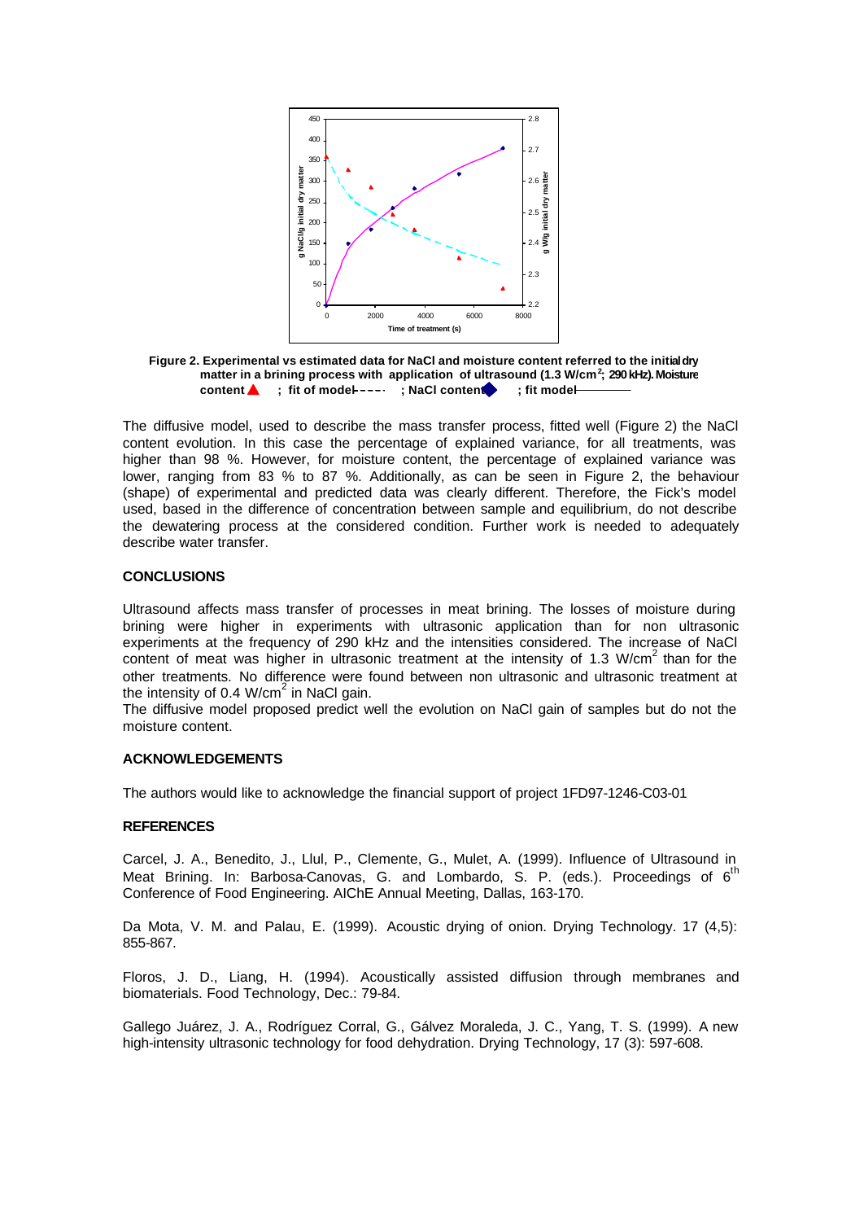**Figure 2. Experimental vs estimated data for NaCl and moisture content referred to the initial dry matter in a brining process with application of ultrasound (1.3 W/cm$^2$; 290 kHz). Moisture content ▲ ; fit of model - - - - ; NaCl content ◆ ; fit model ———**

The diffusive model, used to describe the mass transfer process, fitted well (Figure 2) the NaCl content evolution. In this case the percentage of explained variance, for all treatments, was higher than 98 %. However, for moisture content, the percentage of explained variance was lower, ranging from 83 % to 87 %. Additionally, as can be seen in Figure 2, the behaviour (shape) of experimental and predicted data was clearly different. Therefore, the Fick's model used, based in the difference of concentration between sample and equilibrium, do not describe the dewatering process at the considered condition. Further work is needed to adequately describe water transfer.

## CONCLUSIONS

Ultrasound affects mass transfer of processes in meat brining. The losses of moisture during brining were higher in experiments with ultrasonic application than for non ultrasonic experiments at the frequency of 290 kHz and the intensities considered. The increase of NaCl content of meat was higher in ultrasonic treatment at the intensity of 1.3 W/cm$^2$ than for the other treatments. No difference were found between non ultrasonic and ultrasonic treatment at the intensity of 0.4 W/cm$^2$ in NaCl gain.

The diffusive model proposed predict well the evolution on NaCl gain of samples but do not the moisture content.

## ACKNOWLEDGEMENTS

The authors would like to acknowledge the financial support of project 1FD97-1246-C03-01

## REFERENCES

Carcel, J. A., Benedito, J., Llul, P., Clemente, G., Mulet, A. (1999). Influence of Ultrasound in Meat Brining. In: Barbosa-Canovas, G. and Lombardo, S. P. (eds.). Proceedings of 6$^{th}$ Conference of Food Engineering. AIChE Annual Meeting, Dallas, 163-170.

Da Mota, V. M. and Palau, E. (1999). Acoustic drying of onion. Drying Technology. 17 (4,5): 855-867.

Floros, J. D., Liang, H. (1994). Acoustically assisted diffusion through membranes and biomaterials. Food Technology, Dec.: 79-84.

Gallego Juárez, J. A., Rodríguez Corral, G., Gálvez Moraleda, J. C., Yang, T. S. (1999). A new high-intensity ultrasonic technology for food dehydration. Drying Technology, 17 (3): 597-608.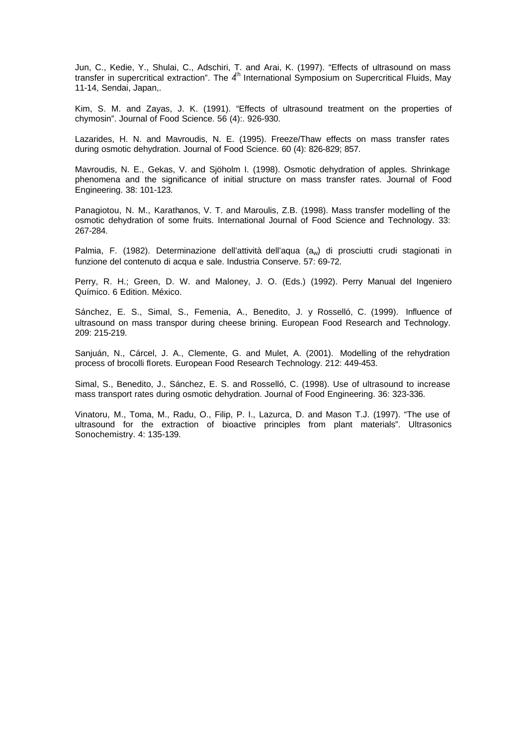Jun, C., Kedie, Y., Shulai, C., Adschiri, T. and Arai, K. (1997). "Effects of ultrasound on mass transfer in supercritical extraction". The 4th International Symposium on Supercritical Fluids, May 11-14, Sendai, Japan,.

Kim, S. M. and Zayas, J. K. (1991). "Effects of ultrasound treatment on the properties of chymosin". Journal of Food Science. 56 (4):. 926-930.

Lazarides, H. N. and Mavroudis, N. E. (1995). Freeze/Thaw effects on mass transfer rates during osmotic dehydration. Journal of Food Science. 60 (4): 826-829; 857.

Mavroudis, N. E., Gekas, V. and Sjöholm I. (1998). Osmotic dehydration of apples. Shrinkage phenomena and the significance of initial structure on mass transfer rates. Journal of Food Engineering. 38: 101-123.

Panagiotou, N. M., Karathanos, V. T. and Maroulis, Z.B. (1998). Mass transfer modelling of the osmotic dehydration of some fruits. International Journal of Food Science and Technology. 33: 267-284.

Palmia, F. (1982). Determinazione dell'attività dell'aqua ($a_w$) di prosciutti crudi stagionati in funzione del contenuto di acqua e sale. Industria Conserve. 57: 69-72.

Perry, R. H.; Green, D. W. and Maloney, J. O. (Eds.) (1992). Perry Manual del Ingeniero Químico. 6 Edition. México.

Sánchez, E. S., Simal, S., Femenia, A., Benedito, J. y Rosselló, C. (1999). Influence of ultrasound on mass transpor during cheese brining. European Food Research and Technology. 209: 215-219.

Sanjuán, N., Cárcel, J. A., Clemente, G. and Mulet, A. (2001). Modelling of the rehydration process of brocolli florets. European Food Research Technology. 212: 449-453.

Simal, S., Benedito, J., Sánchez, E. S. and Rosselló, C. (1998). Use of ultrasound to increase mass transport rates during osmotic dehydration. Journal of Food Engineering. 36: 323-336.

Vinatoru, M., Toma, M., Radu, O., Filip, P. I., Lazurca, D. and Mason T.J. (1997). "The use of ultrasound for the extraction of bioactive principles from plant materials". Ultrasonics Sonochemistry. 4: 135-139.